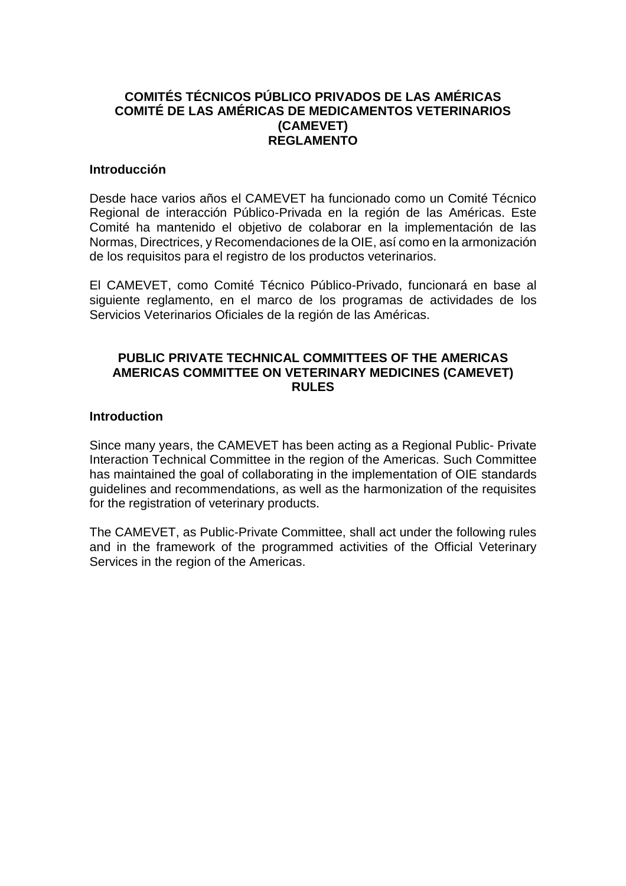# COMITÉS TÉCNICOS PÚBLICO PRIVADOS DE LAS AMÉRICAS
# COMITÉ DE LAS AMÉRICAS DE MEDICAMENTOS VETERINARIOS (CAMEVET)
# REGLAMENTO

## Introducción

Desde hace varios años el CAMEVET ha funcionado como un Comité Técnico Regional de interacción Público-Privada en la región de las Américas. Este Comité ha mantenido el objetivo de colaborar en la implementación de las Normas, Directrices, y Recomendaciones de la OIE, así como en la armonización de los requisitos para el registro de los productos veterinarios.

El CAMEVET, como Comité Técnico Público-Privado, funcionará en base al siguiente reglamento, en el marco de los programas de actividades de los Servicios Veterinarios Oficiales de la región de las Américas.

# PUBLIC PRIVATE TECHNICAL COMMITTEES OF THE AMERICAS
# AMERICAS COMMITTEE ON VETERINARY MEDICINES (CAMEVET)
# RULES

## Introduction

Since many years, the CAMEVET has been acting as a Regional Public- Private Interaction Technical Committee in the region of the Americas. Such Committee has maintained the goal of collaborating in the implementation of OIE standards guidelines and recommendations, as well as the harmonization of the requisites for the registration of veterinary products.

The CAMEVET, as Public-Private Committee, shall act under the following rules and in the framework of the programmed activities of the Official Veterinary Services in the region of the Americas.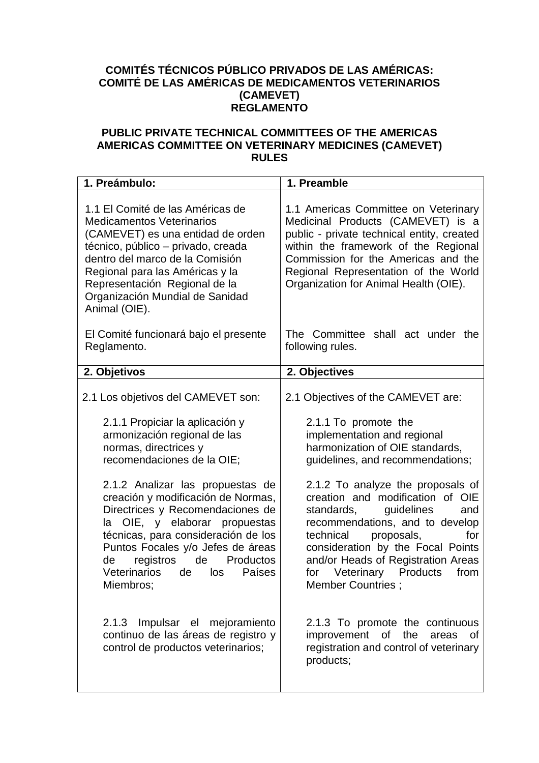**COMITÉS TÉCNICOS PÚBLICO PRIVADOS DE LAS AMÉRICAS:**
**COMITÉ DE LAS AMÉRICAS DE MEDICAMENTOS VETERINARIOS (CAMEVET)**
**REGLAMENTO**

**PUBLIC PRIVATE TECHNICAL COMMITTEES OF THE AMERICAS**
**AMERICAS COMMITTEE ON VETERINARY MEDICINES (CAMEVET)**
**RULES**

| **1. Preámbulo:** | **1. Preamble** |
|---|---|
| 1.1 El Comité de las Américas de Medicamentos Veterinarios (CAMEVET) es una entidad de orden técnico, público – privado, creada dentro del marco de la Comisión Regional para las Américas y la Representación Regional de la Organización Mundial de Sanidad Animal (OIE).<br><br>El Comité funcionará bajo el presente Reglamento. | 1.1 Americas Committee on Veterinary Medicinal Products (CAMEVET) is a public - private technical entity, created within the framework of the Regional Commission for the Americas and the Regional Representation of the World Organization for Animal Health (OIE).<br><br>The Committee shall act under the following rules. |
| **2. Objetivos** | **2. Objectives** |
| 2.1 Los objetivos del CAMEVET son:<br><br>2.1.1 Propiciar la aplicación y armonización regional de las normas, directrices y recomendaciones de la OIE;<br><br>2.1.2 Analizar las propuestas de creación y modificación de Normas, Directrices y Recomendaciones de la OIE, y elaborar propuestas técnicas, para consideración de los Puntos Focales y/o Jefes de áreas de registros de Productos Veterinarios de los Países Miembros;<br><br>2.1.3 Impulsar el mejoramiento continuo de las áreas de registro y control de productos veterinarios; | 2.1 Objectives of the CAMEVET are:<br><br>2.1.1 To promote the implementation and regional harmonization of OIE standards, guidelines, and recommendations;<br><br>2.1.2 To analyze the proposals of creation and modification of OIE standards, guidelines and recommendations, and to develop technical proposals, for consideration by the Focal Points and/or Heads of Registration Areas for Veterinary Products from Member Countries ;<br><br>2.1.3 To promote the continuous improvement of the areas of registration and control of veterinary products; |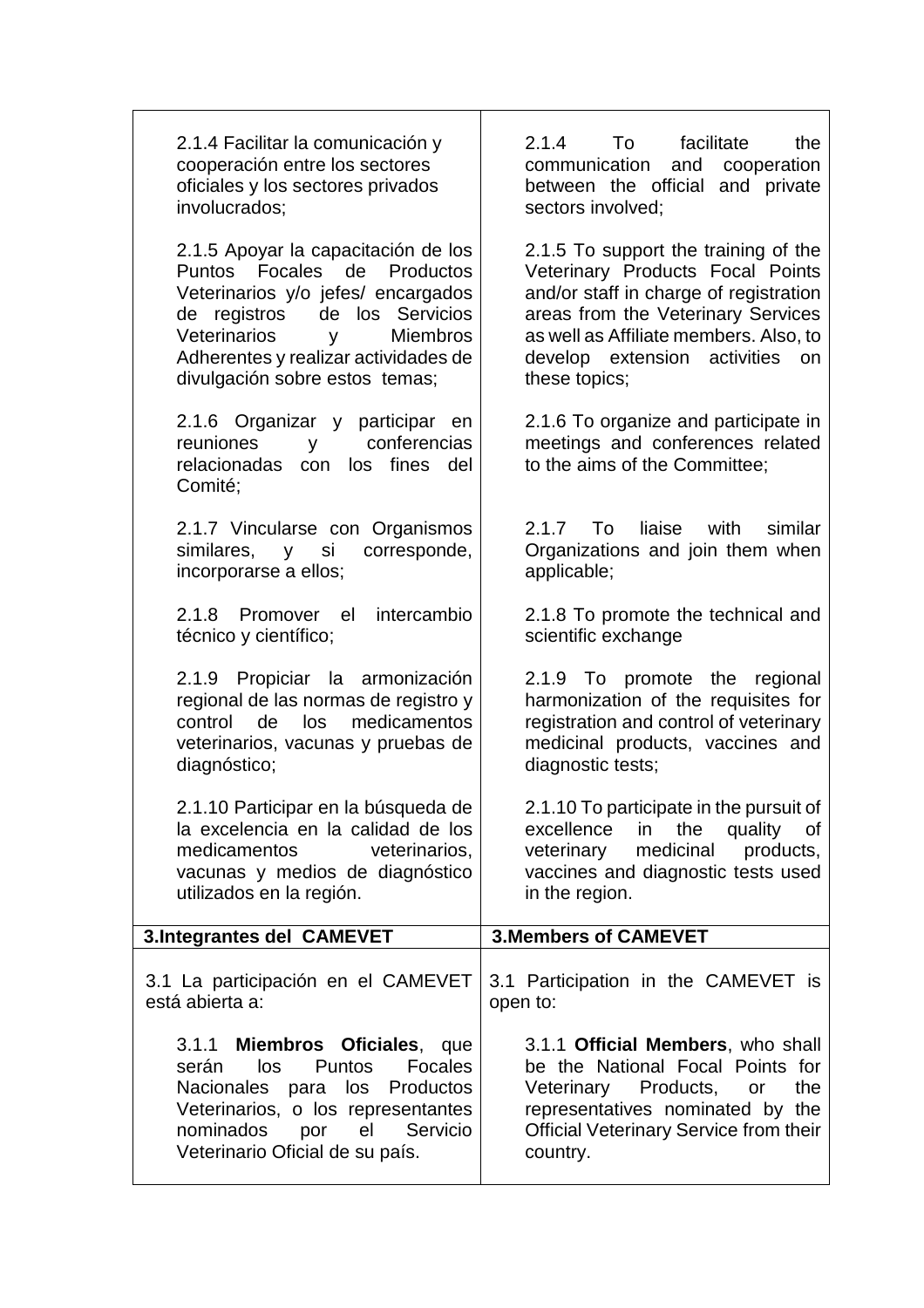| | |
|---|---|
| 2.1.4 Facilitar la comunicación y cooperación entre los sectores oficiales y los sectores privados involucrados; | 2.1.4 To facilitate the communication and cooperation between the official and private sectors involved; |
| 2.1.5 Apoyar la capacitación de los Puntos Focales de Productos Veterinarios y/o jefes/ encargados de registros de los Servicios Veterinarios y Miembros Adherentes y realizar actividades de divulgación sobre estos temas; | 2.1.5 To support the training of the Veterinary Products Focal Points and/or staff in charge of registration areas from the Veterinary Services as well as Affiliate members. Also, to develop extension activities on these topics; |
| 2.1.6 Organizar y participar en reuniones y conferencias relacionadas con los fines del Comité; | 2.1.6 To organize and participate in meetings and conferences related to the aims of the Committee; |
| 2.1.7 Vincularse con Organismos similares, y si corresponde, incorporarse a ellos; | 2.1.7 To liaise with similar Organizations and join them when applicable; |
| 2.1.8 Promover el intercambio técnico y científico; | 2.1.8 To promote the technical and scientific exchange |
| 2.1.9 Propiciar la armonización regional de las normas de registro y control de los medicamentos veterinarios, vacunas y pruebas de diagnóstico; | 2.1.9 To promote the regional harmonization of the requisites for registration and control of veterinary medicinal products, vaccines and diagnostic tests; |
| 2.1.10 Participar en la búsqueda de la excelencia en la calidad de los medicamentos veterinarios, vacunas y medios de diagnóstico utilizados en la región. | 2.1.10 To participate in the pursuit of excellence in the quality of veterinary medicinal products, vaccines and diagnostic tests used in the region. |
| **3.Integrantes del CAMEVET** | **3.Members of CAMEVET** |
| 3.1 La participación en el CAMEVET está abierta a: | 3.1 Participation in the CAMEVET is open to: |
| 3.1.1 **Miembros Oficiales**, que serán los Puntos Focales Nacionales para los Productos Veterinarios, o los representantes nominados por el Servicio Veterinario Oficial de su país. | 3.1.1 **Official Members**, who shall be the National Focal Points for Veterinary Products, or the representatives nominated by the Official Veterinary Service from their country. |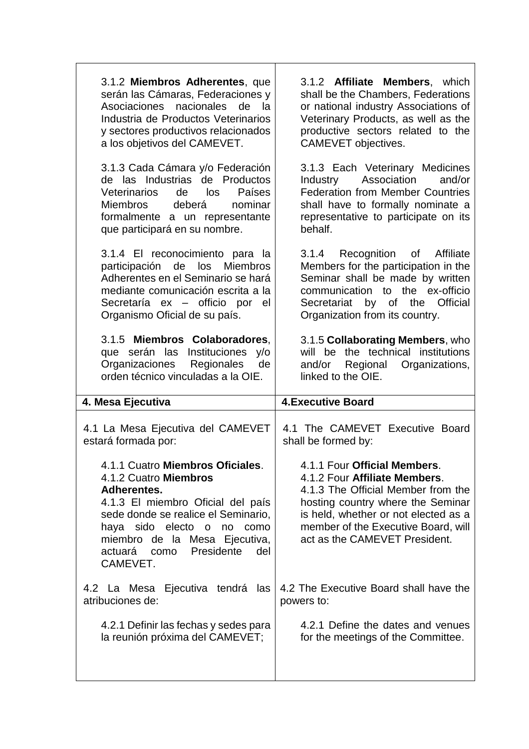| | |
|---|---|
| 3.1.2 **Miembros Adherentes**, que serán las Cámaras, Federaciones y Asociaciones nacionales de la Industria de Productos Veterinarios y sectores productivos relacionados a los objetivos del CAMEVET.<br><br>3.1.3 Cada Cámara y/o Federación de las Industrias de Productos Veterinarios de los Países Miembros deberá nominar formalmente a un representante que participará en su nombre.<br><br>3.1.4 El reconocimiento para la participación de los Miembros Adherentes en el Seminario se hará mediante comunicación escrita a la Secretaría ex – officio por el Organismo Oficial de su país.<br><br>3.1.5 **Miembros Colaboradores**, que serán las Instituciones y/o Organizaciones Regionales de orden técnico vinculadas a la OIE. | 3.1.2 **Affiliate Members**, which shall be the Chambers, Federations or national industry Associations of Veterinary Products, as well as the productive sectors related to the CAMEVET objectives.<br><br>3.1.3 Each Veterinary Medicines Industry Association and/or Federation from Member Countries shall have to formally nominate a representative to participate on its behalf.<br><br>3.1.4 Recognition of Affiliate Members for the participation in the Seminar shall be made by written communication to the ex-officio Secretariat by of the Official Organization from its country.<br><br>3.1.5 **Collaborating Members**, who will be the technical institutions and/or Regional Organizations, linked to the OIE. |
| **4. Mesa Ejecutiva** | **4.Executive Board** |
| 4.1 La Mesa Ejecutiva del CAMEVET estará formada por:<br><br>4.1.1 Cuatro **Miembros Oficiales**.<br>4.1.2 Cuatro **Miembros Adherentes.**<br>4.1.3 El miembro Oficial del país sede donde se realice el Seminario, haya sido electo o no como miembro de la Mesa Ejecutiva, actuará como Presidente del CAMEVET.<br><br>4.2 La Mesa Ejecutiva tendrá las atribuciones de:<br><br>4.2.1 Definir las fechas y sedes para la reunión próxima del CAMEVET; | 4.1 The CAMEVET Executive Board shall be formed by:<br><br>4.1.1 Four **Official Members**.<br>4.1.2 Four **Affiliate Members**.<br>4.1.3 The Official Member from the hosting country where the Seminar is held, whether or not elected as a member of the Executive Board, will act as the CAMEVET President.<br><br>4.2 The Executive Board shall have the powers to:<br><br>4.2.1 Define the dates and venues for the meetings of the Committee. |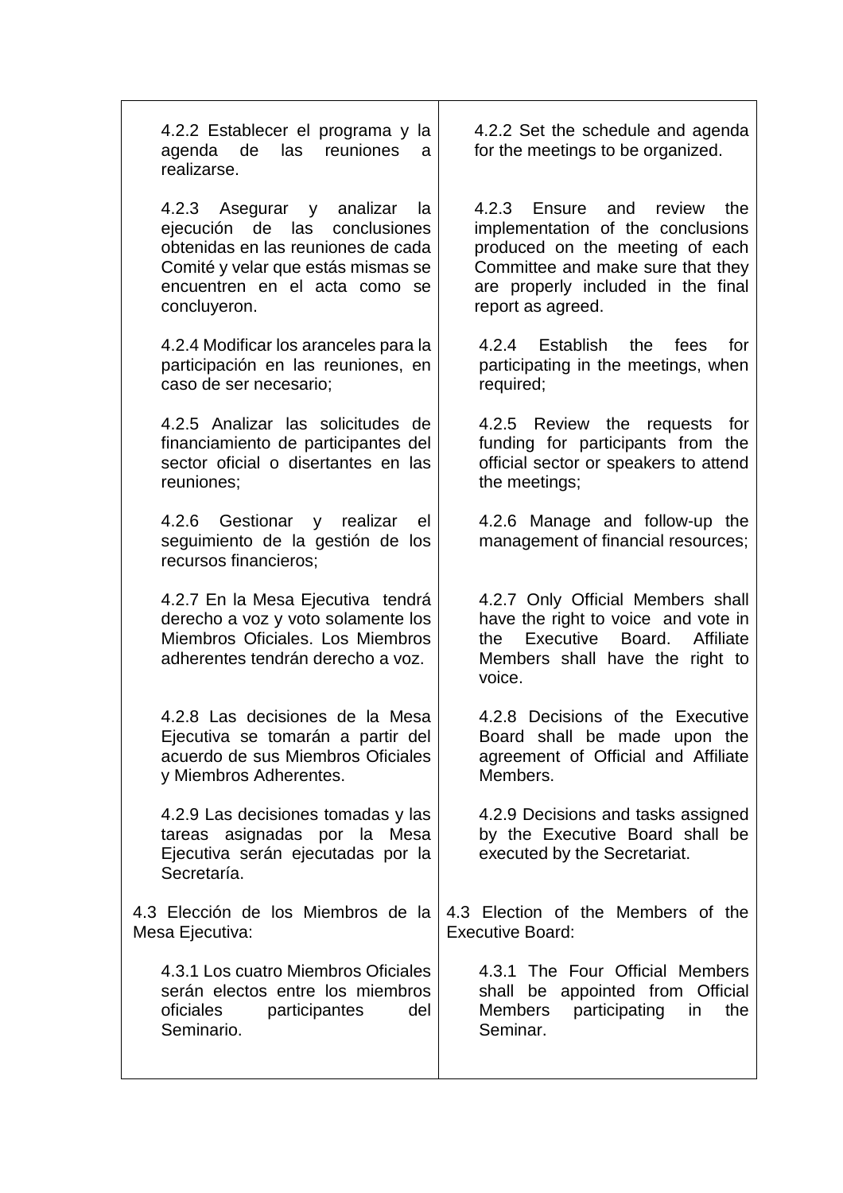| | |
|---|---|
| 4.2.2 Establecer el programa y la agenda de las reuniones a realizarse. | 4.2.2 Set the schedule and agenda for the meetings to be organized. |
| 4.2.3 Asegurar y analizar la ejecución de las conclusiones obtenidas en las reuniones de cada Comité y velar que estás mismas se encuentren en el acta como se concluyeron. | 4.2.3 Ensure and review the implementation of the conclusions produced on the meeting of each Committee and make sure that they are properly included in the final report as agreed. |
| 4.2.4 Modificar los aranceles para la participación en las reuniones, en caso de ser necesario; | 4.2.4 Establish the fees for participating in the meetings, when required; |
| 4.2.5 Analizar las solicitudes de financiamiento de participantes del sector oficial o disertantes en las reuniones; | 4.2.5 Review the requests for funding for participants from the official sector or speakers to attend the meetings; |
| 4.2.6 Gestionar y realizar el seguimiento de la gestión de los recursos financieros; | 4.2.6 Manage and follow-up the management of financial resources; |
| 4.2.7 En la Mesa Ejecutiva tendrá derecho a voz y voto solamente los Miembros Oficiales. Los Miembros adherentes tendrán derecho a voz. | 4.2.7 Only Official Members shall have the right to voice and vote in the Executive Board. Affiliate Members shall have the right to voice. |
| 4.2.8 Las decisiones de la Mesa Ejecutiva se tomarán a partir del acuerdo de sus Miembros Oficiales y Miembros Adherentes. | 4.2.8 Decisions of the Executive Board shall be made upon the agreement of Official and Affiliate Members. |
| 4.2.9 Las decisiones tomadas y las tareas asignadas por la Mesa Ejecutiva serán ejecutadas por la Secretaría. | 4.2.9 Decisions and tasks assigned by the Executive Board shall be executed by the Secretariat. |
| 4.3 Elección de los Miembros de la Mesa Ejecutiva: | 4.3 Election of the Members of the Executive Board: |
| 4.3.1 Los cuatro Miembros Oficiales serán electos entre los miembros oficiales participantes del Seminario. | 4.3.1 The Four Official Members shall be appointed from Official Members participating in the Seminar. |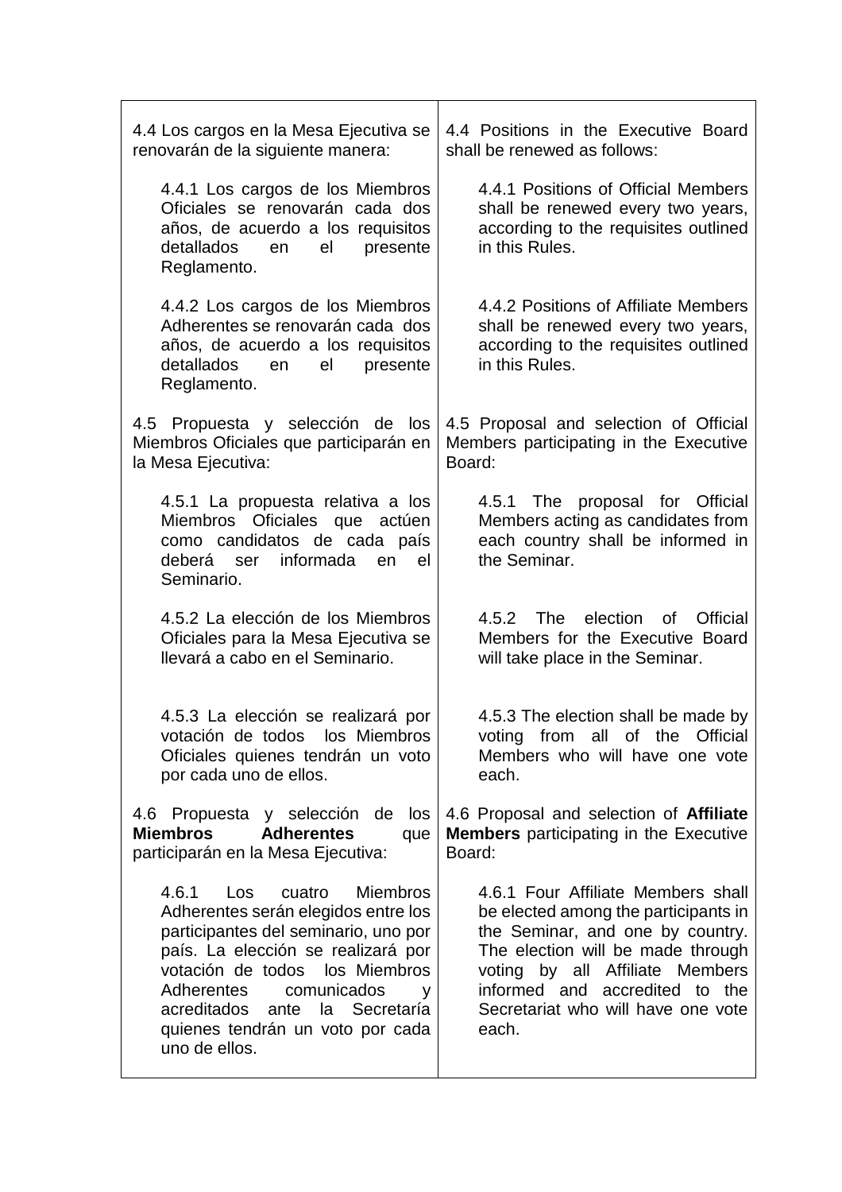| 4.4 Los cargos en la Mesa Ejecutiva se renovarán de la siguiente manera: | 4.4 Positions in the Executive Board shall be renewed as follows: |
|---|---|
| 4.4.1 Los cargos de los Miembros Oficiales se renovarán cada dos años, de acuerdo a los requisitos detallados en el presente Reglamento. | 4.4.1 Positions of Official Members shall be renewed every two years, according to the requisites outlined in this Rules. |
| 4.4.2 Los cargos de los Miembros Adherentes se renovarán cada dos años, de acuerdo a los requisitos detallados en el presente Reglamento. | 4.4.2 Positions of Affiliate Members shall be renewed every two years, according to the requisites outlined in this Rules. |
| 4.5 Propuesta y selección de los Miembros Oficiales que participarán en la Mesa Ejecutiva: | 4.5 Proposal and selection of Official Members participating in the Executive Board: |
| 4.5.1 La propuesta relativa a los Miembros Oficiales que actúen como candidatos de cada país deberá ser informada en el Seminario. | 4.5.1 The proposal for Official Members acting as candidates from each country shall be informed in the Seminar. |
| 4.5.2 La elección de los Miembros Oficiales para la Mesa Ejecutiva se llevará a cabo en el Seminario. | 4.5.2 The election of Official Members for the Executive Board will take place in the Seminar. |
| 4.5.3 La elección se realizará por votación de todos los Miembros Oficiales quienes tendrán un voto por cada uno de ellos. | 4.5.3 The election shall be made by voting from all of the Official Members who will have one vote each. |
| 4.6 Propuesta y selección de los **Miembros Adherentes** que participarán en la Mesa Ejecutiva: | 4.6 Proposal and selection of **Affiliate Members** participating in the Executive Board: |
| 4.6.1 Los cuatro Miembros Adherentes serán elegidos entre los participantes del seminario, uno por país. La elección se realizará por votación de todos los Miembros Adherentes comunicados y acreditados ante la Secretaría quienes tendrán un voto por cada uno de ellos. | 4.6.1 Four Affiliate Members shall be elected among the participants in the Seminar, and one by country. The election will be made through voting by all Affiliate Members informed and accredited to the Secretariat who will have one vote each. |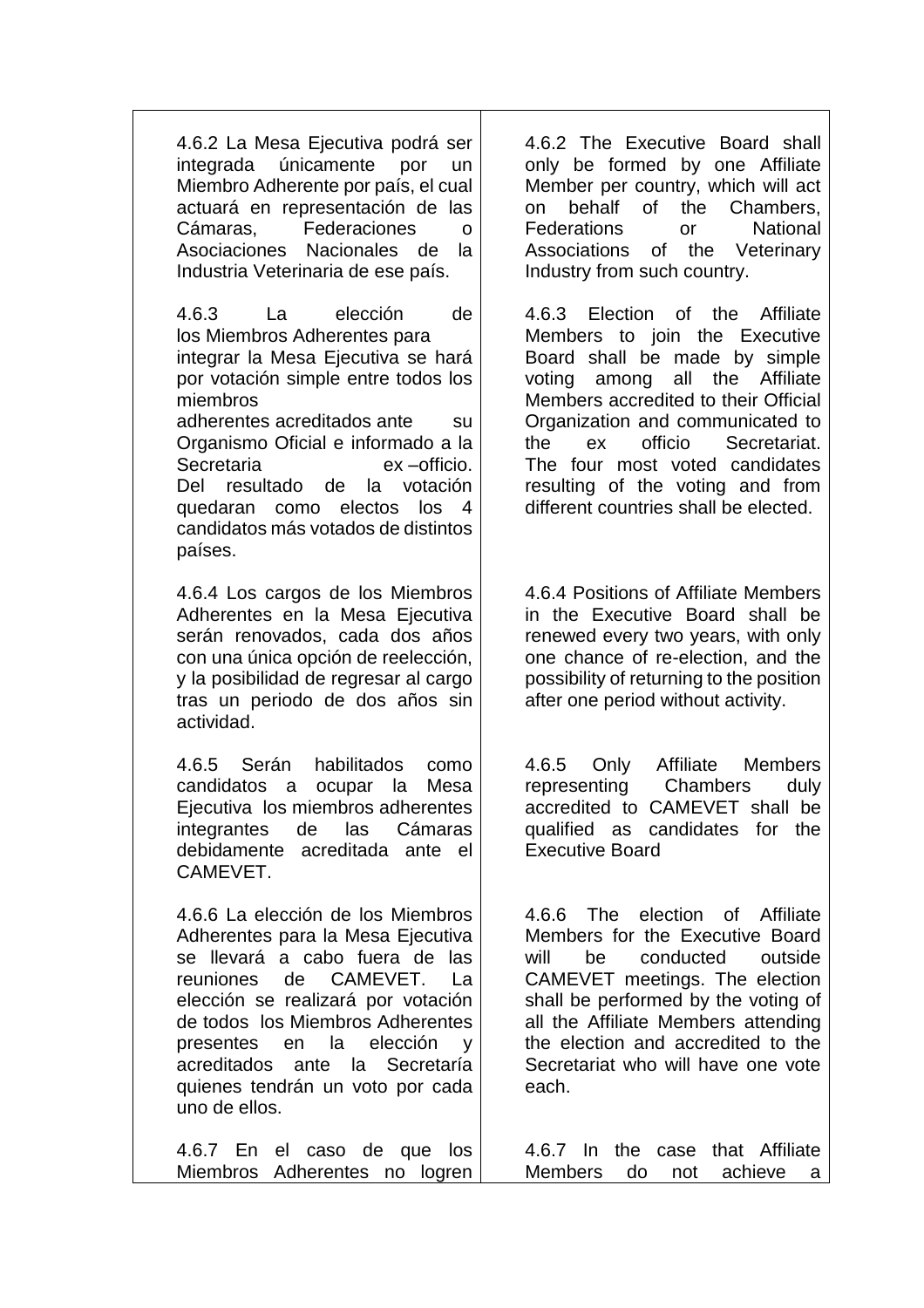| | |
|---|---|
| 4.6.2 La Mesa Ejecutiva podrá ser integrada únicamente por un Miembro Adherente por país, el cual actuará en representación de las Cámaras, Federaciones o Asociaciones Nacionales de la Industria Veterinaria de ese país. | 4.6.2 The Executive Board shall only be formed by one Affiliate Member per country, which will act on behalf of the Chambers, Federations or National Associations of the Veterinary Industry from such country. |
| 4.6.3 La elección de los Miembros Adherentes para integrar la Mesa Ejecutiva se hará por votación simple entre todos los miembros adherentes acreditados ante su Organismo Oficial e informado a la Secretaria ex –officio. Del resultado de la votación quedaran como electos los 4 candidatos más votados de distintos países. | 4.6.3 Election of the Affiliate Members to join the Executive Board shall be made by simple voting among all the Affiliate Members accredited to their Official Organization and communicated to the ex officio Secretariat. The four most voted candidates resulting of the voting and from different countries shall be elected. |
| 4.6.4 Los cargos de los Miembros Adherentes en la Mesa Ejecutiva serán renovados, cada dos años con una única opción de reelección, y la posibilidad de regresar al cargo tras un periodo de dos años sin actividad. | 4.6.4 Positions of Affiliate Members in the Executive Board shall be renewed every two years, with only one chance of re-election, and the possibility of returning to the position after one period without activity. |
| 4.6.5 Serán habilitados como candidatos a ocupar la Mesa Ejecutiva los miembros adherentes integrantes de las Cámaras debidamente acreditada ante el CAMEVET. | 4.6.5 Only Affiliate Members representing Chambers duly accredited to CAMEVET shall be qualified as candidates for the Executive Board |
| 4.6.6 La elección de los Miembros Adherentes para la Mesa Ejecutiva se llevará a cabo fuera de las reuniones de CAMEVET. La elección se realizará por votación de todos los Miembros Adherentes presentes en la elección y acreditados ante la Secretaría quienes tendrán un voto por cada uno de ellos. | 4.6.6 The election of Affiliate Members for the Executive Board will be conducted outside CAMEVET meetings. The election shall be performed by the voting of all the Affiliate Members attending the election and accredited to the Secretariat who will have one vote each. |
| 4.6.7 En el caso de que los Miembros Adherentes no logren | 4.6.7 In the case that Affiliate Members do not achieve a |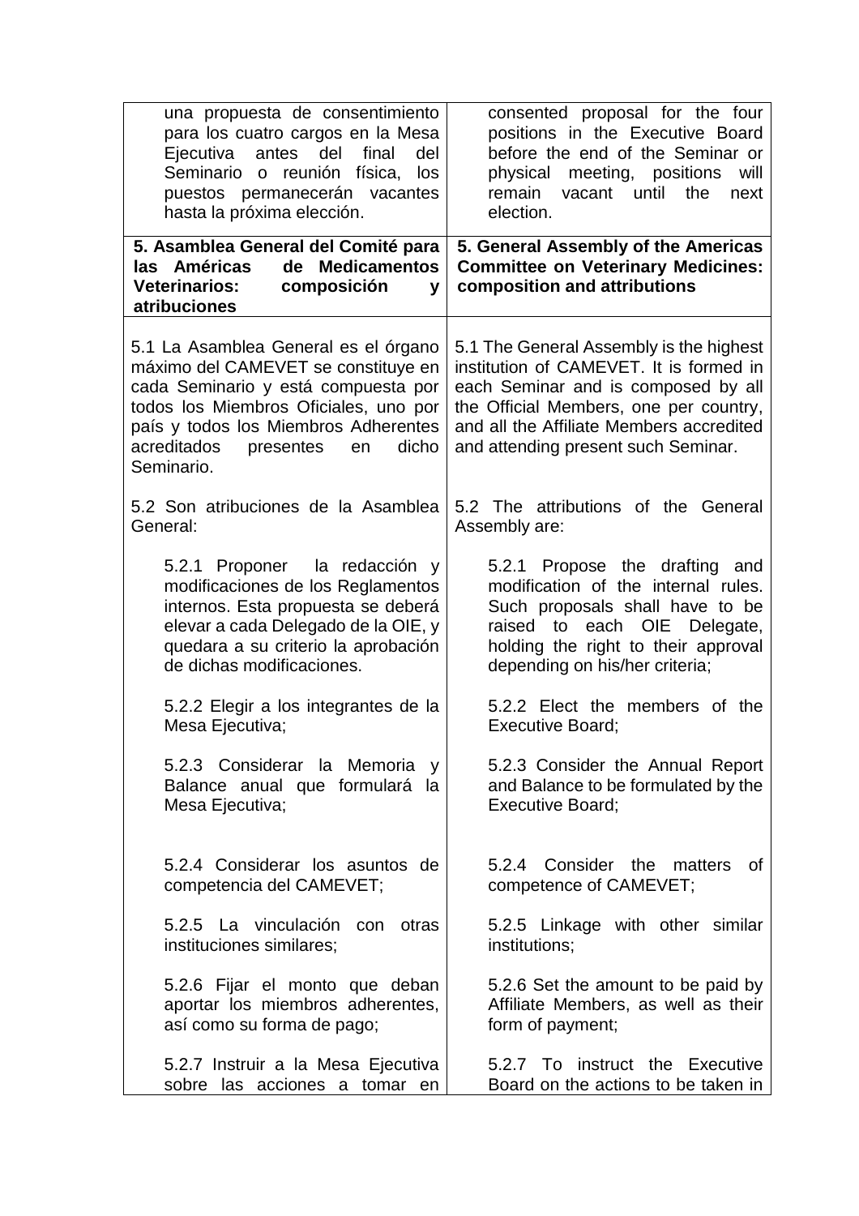| | |
|---|---|
| una propuesta de consentimiento para los cuatro cargos en la Mesa Ejecutiva antes del final del Seminario o reunión física, los puestos permanecerán vacantes hasta la próxima elección. | consented proposal for the four positions in the Executive Board before the end of the Seminar or physical meeting, positions will remain vacant until the next election. |
| **5. Asamblea General del Comité para las Américas de Medicamentos Veterinarios: composición y atribuciones** | **5. General Assembly of the Americas Committee on Veterinary Medicines: composition and attributions** |
| 5.1 La Asamblea General es el órgano máximo del CAMEVET se constituye en cada Seminario y está compuesta por todos los Miembros Oficiales, uno por país y todos los Miembros Adherentes acreditados presentes en dicho Seminario.<br><br>5.2 Son atribuciones de la Asamblea General:<br><br>5.2.1 Proponer la redacción y modificaciones de los Reglamentos internos. Esta propuesta se deberá elevar a cada Delegado de la OIE, y quedara a su criterio la aprobación de dichas modificaciones.<br><br>5.2.2 Elegir a los integrantes de la Mesa Ejecutiva;<br><br>5.2.3 Considerar la Memoria y Balance anual que formulará la Mesa Ejecutiva;<br><br>5.2.4 Considerar los asuntos de competencia del CAMEVET;<br><br>5.2.5 La vinculación con otras instituciones similares;<br><br>5.2.6 Fijar el monto que deban aportar los miembros adherentes, así como su forma de pago;<br><br>5.2.7 Instruir a la Mesa Ejecutiva sobre las acciones a tomar en | 5.1 The General Assembly is the highest institution of CAMEVET. It is formed in each Seminar and is composed by all the Official Members, one per country, and all the Affiliate Members accredited and attending present such Seminar.<br><br>5.2 The attributions of the General Assembly are:<br><br>5.2.1 Propose the drafting and modification of the internal rules. Such proposals shall have to be raised to each OIE Delegate, holding the right to their approval depending on his/her criteria;<br><br>5.2.2 Elect the members of the Executive Board;<br><br>5.2.3 Consider the Annual Report and Balance to be formulated by the Executive Board;<br><br>5.2.4 Consider the matters of competence of CAMEVET;<br><br>5.2.5 Linkage with other similar institutions;<br><br>5.2.6 Set the amount to be paid by Affiliate Members, as well as their form of payment;<br><br>5.2.7 To instruct the Executive Board on the actions to be taken in |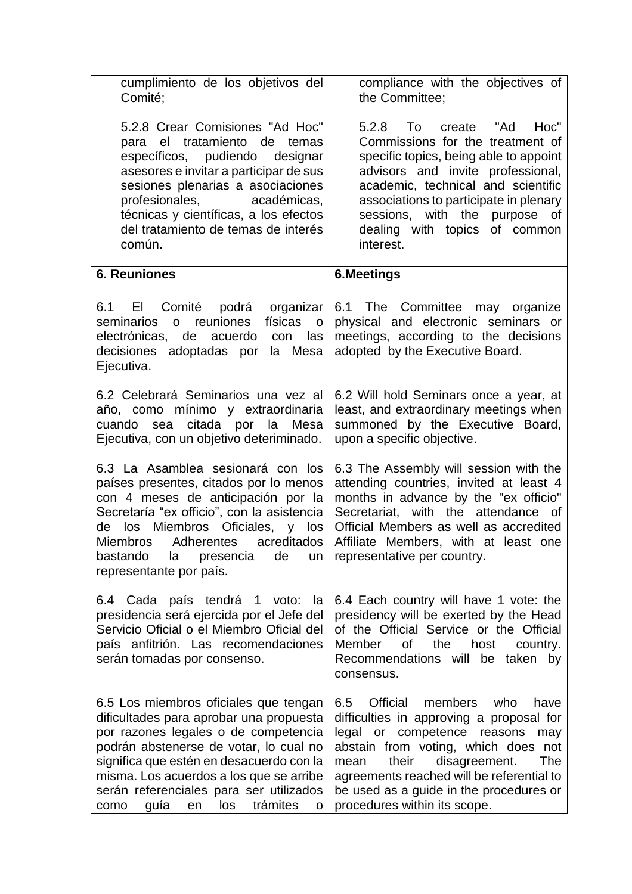| | |
|---|---|
| cumplimiento de los objetivos del Comité;<br><br>5.2.8 Crear Comisiones "Ad Hoc" para el tratamiento de temas específicos, pudiendo designar asesores e invitar a participar de sus sesiones plenarias a asociaciones profesionales, académicas, técnicas y científicas, a los efectos del tratamiento de temas de interés común. | compliance with the objectives of the Committee;<br><br>5.2.8 To create "Ad Hoc" Commissions for the treatment of specific topics, being able to appoint advisors and invite professional, academic, technical and scientific associations to participate in plenary sessions, with the purpose of dealing with topics of common interest. |
| **6. Reuniones** | **6.Meetings** |
| 6.1 El Comité podrá organizar seminarios o reuniones físicas o electrónicas, de acuerdo con las decisiones adoptadas por la Mesa Ejecutiva.<br><br>6.2 Celebrará Seminarios una vez al año, como mínimo y extraordinaria cuando sea citada por la Mesa Ejecutiva, con un objetivo deteriminado.<br><br>6.3 La Asamblea sesionará con los países presentes, citados por lo menos con 4 meses de anticipación por la Secretaría "ex officio", con la asistencia de los Miembros Oficiales, y los Miembros Adherentes acreditados bastando la presencia de un representante por país.<br><br>6.4 Cada país tendrá 1 voto: la presidencia será ejercida por el Jefe del Servicio Oficial o el Miembro Oficial del país anfitrión. Las recomendaciones serán tomadas por consenso.<br><br>6.5 Los miembros oficiales que tengan dificultades para aprobar una propuesta por razones legales o de competencia podrán abstenerse de votar, lo cual no significa que estén en desacuerdo con la misma. Los acuerdos a los que se arribe serán referenciales para ser utilizados como guía en los trámites o | 6.1 The Committee may organize physical and electronic seminars or meetings, according to the decisions adopted by the Executive Board.<br><br>6.2 Will hold Seminars once a year, at least, and extraordinary meetings when summoned by the Executive Board, upon a specific objective.<br><br>6.3 The Assembly will session with the attending countries, invited at least 4 months in advance by the "ex officio" Secretariat, with the attendance of Official Members as well as accredited Affiliate Members, with at least one representative per country.<br><br>6.4 Each country will have 1 vote: the presidency will be exerted by the Head of the Official Service or the Official Member of the host country. Recommendations will be taken by consensus.<br><br>6.5 Official members who have difficulties in approving a proposal for legal or competence reasons may abstain from voting, which does not mean their disagreement. The agreements reached will be referential to be used as a guide in the procedures or procedures within its scope. |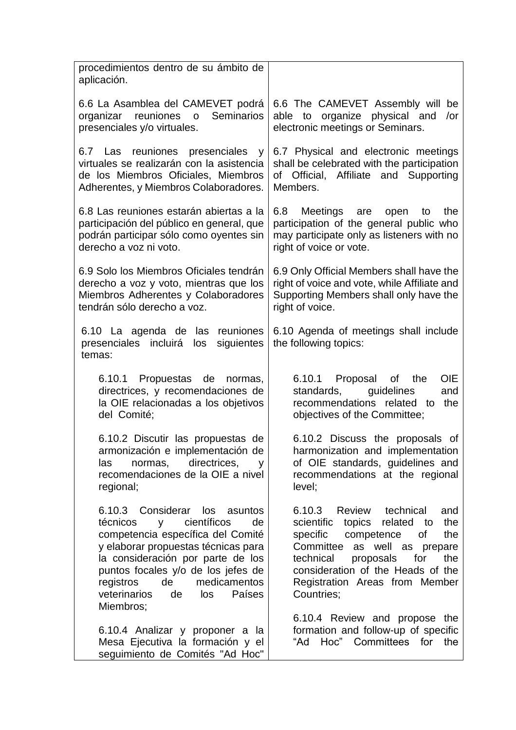| | |
|---|---|
| procedimientos dentro de su ámbito de aplicación. | |
| 6.6 La Asamblea del CAMEVET podrá organizar reuniones o Seminarios presenciales y/o virtuales. | 6.6 The CAMEVET Assembly will be able to organize physical and /or electronic meetings or Seminars. |
| 6.7 Las reuniones presenciales y virtuales se realizarán con la asistencia de los Miembros Oficiales, Miembros Adherentes, y Miembros Colaboradores. | 6.7 Physical and electronic meetings shall be celebrated with the participation of Official, Affiliate and Supporting Members. |
| 6.8 Las reuniones estarán abiertas a la participación del público en general, que podrán participar sólo como oyentes sin derecho a voz ni voto. | 6.8 Meetings are open to the participation of the general public who may participate only as listeners with no right of voice or vote. |
| 6.9 Solo los Miembros Oficiales tendrán derecho a voz y voto, mientras que los Miembros Adherentes y Colaboradores tendrán sólo derecho a voz. | 6.9 Only Official Members shall have the right of voice and vote, while Affiliate and Supporting Members shall only have the right of voice. |
| 6.10 La agenda de las reuniones presenciales incluirá los siguientes temas: | 6.10 Agenda of meetings shall include the following topics: |
| 6.10.1 Propuestas de normas, directrices, y recomendaciones de la OIE relacionadas a los objetivos del Comité; | 6.10.1 Proposal of the OIE standards, guidelines and recommendations related to the objectives of the Committee; |
| 6.10.2 Discutir las propuestas de armonización e implementación de las normas, directrices, y recomendaciones de la OIE a nivel regional; | 6.10.2 Discuss the proposals of harmonization and implementation of OIE standards, guidelines and recommendations at the regional level; |
| 6.10.3 Considerar los asuntos técnicos y científicos de competencia específica del Comité y elaborar propuestas técnicas para la consideración por parte de los puntos focales y/o de los jefes de registros de medicamentos veterinarios de los Países Miembros; | 6.10.3 Review technical and scientific topics related to the specific competence of the Committee as well as prepare technical proposals for the consideration of the Heads of the Registration Areas from Member Countries; |
| 6.10.4 Analizar y proponer a la Mesa Ejecutiva la formación y el seguimiento de Comités "Ad Hoc" | 6.10.4 Review and propose the formation and follow-up of specific "Ad Hoc" Committees for the |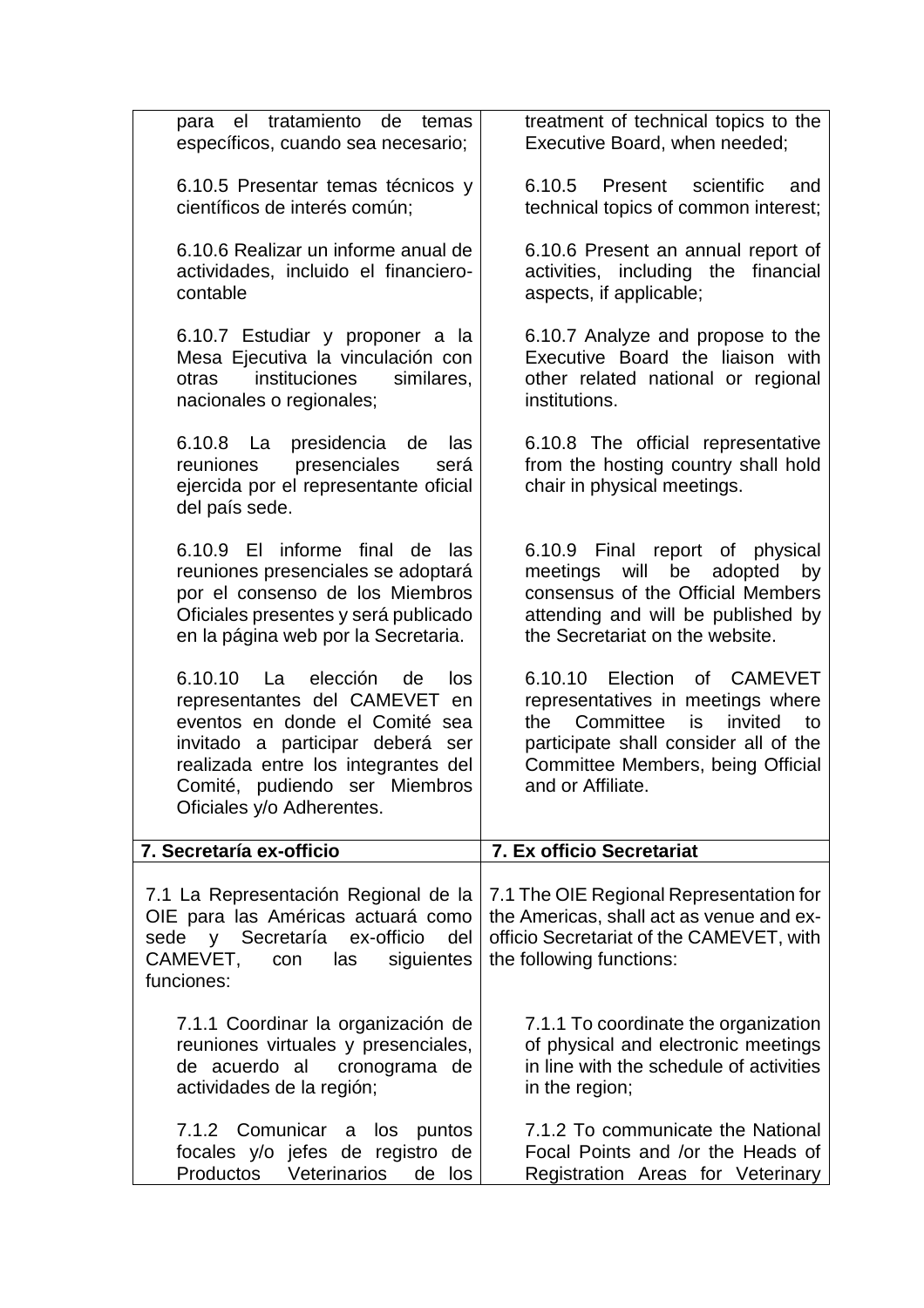| | |
|---|---|
| para el tratamiento de temas específicos, cuando sea necesario; | treatment of technical topics to the Executive Board, when needed; |
| 6.10.5 Presentar temas técnicos y científicos de interés común; | 6.10.5 Present scientific and technical topics of common interest; |
| 6.10.6 Realizar un informe anual de actividades, incluido el financiero-contable | 6.10.6 Present an annual report of activities, including the financial aspects, if applicable; |
| 6.10.7 Estudiar y proponer a la Mesa Ejecutiva la vinculación con otras instituciones similares, nacionales o regionales; | 6.10.7 Analyze and propose to the Executive Board the liaison with other related national or regional institutions. |
| 6.10.8 La presidencia de las reuniones presenciales será ejercida por el representante oficial del país sede. | 6.10.8 The official representative from the hosting country shall hold chair in physical meetings. |
| 6.10.9 El informe final de las reuniones presenciales se adoptará por el consenso de los Miembros Oficiales presentes y será publicado en la página web por la Secretaria. | 6.10.9 Final report of physical meetings will be adopted by consensus of the Official Members attending and will be published by the Secretariat on the website. |
| 6.10.10 La elección de los representantes del CAMEVET en eventos en donde el Comité sea invitado a participar deberá ser realizada entre los integrantes del Comité, pudiendo ser Miembros Oficiales y/o Adherentes. | 6.10.10 Election of CAMEVET representatives in meetings where the Committee is invited to participate shall consider all of the Committee Members, being Official and or Affiliate. |
| **7. Secretaría ex-officio** | **7. Ex officio Secretariat** |
| 7.1 La Representación Regional de la OIE para las Américas actuará como sede y Secretaría ex-officio del CAMEVET, con las siguientes funciones: | 7.1 The OIE Regional Representation for the Americas, shall act as venue and ex-officio Secretariat of the CAMEVET, with the following functions: |
| 7.1.1 Coordinar la organización de reuniones virtuales y presenciales, de acuerdo al cronograma de actividades de la región; | 7.1.1 To coordinate the organization of physical and electronic meetings in line with the schedule of activities in the region; |
| 7.1.2 Comunicar a los puntos focales y/o jefes de registro de Productos Veterinarios de los | 7.1.2 To communicate the National Focal Points and /or the Heads of Registration Areas for Veterinary |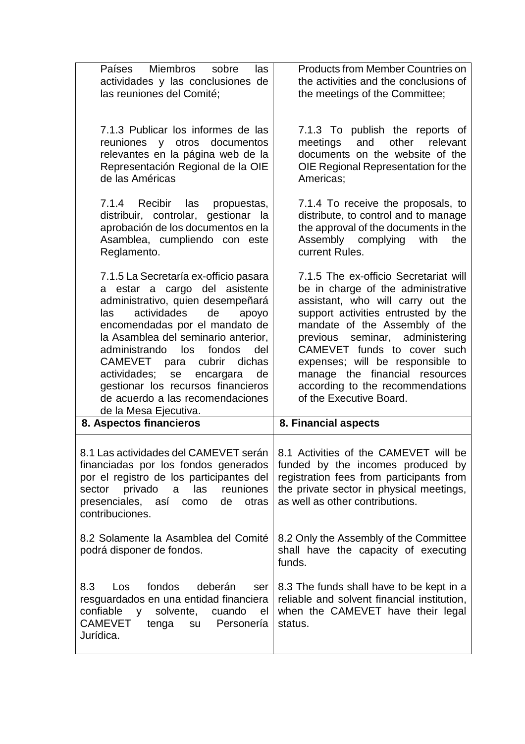| | |
|---|---|
| Países Miembros sobre las actividades y las conclusiones de las reuniones del Comité; | Products from Member Countries on the activities and the conclusions of the meetings of the Committee; |
| 7.1.3 Publicar los informes de las reuniones y otros documentos relevantes en la página web de la Representación Regional de la OIE de las Américas | 7.1.3 To publish the reports of meetings and other relevant documents on the website of the OIE Regional Representation for the Americas; |
| 7.1.4 Recibir las propuestas, distribuir, controlar, gestionar la aprobación de los documentos en la Asamblea, cumpliendo con este Reglamento. | 7.1.4 To receive the proposals, to distribute, to control and to manage the approval of the documents in the Assembly complying with the current Rules. |
| 7.1.5 La Secretaría ex-officio pasara a estar a cargo del asistente administrativo, quien desempeñará las actividades de apoyo encomendadas por el mandato de la Asamblea del seminario anterior, administrando los fondos del CAMEVET para cubrir dichas actividades; se encargara de gestionar los recursos financieros de acuerdo a las recomendaciones de la Mesa Ejecutiva. | 7.1.5 The ex-officio Secretariat will be in charge of the administrative assistant, who will carry out the support activities entrusted by the mandate of the Assembly of the previous seminar, administering CAMEVET funds to cover such expenses; will be responsible to manage the financial resources according to the recommendations of the Executive Board. |
| **8. Aspectos financieros** | **8. Financial aspects** |
| 8.1 Las actividades del CAMEVET serán financiadas por los fondos generados por el registro de los participantes del sector privado a las reuniones presenciales, así como de otras contribuciones. | 8.1 Activities of the CAMEVET will be funded by the incomes produced by registration fees from participants from the private sector in physical meetings, as well as other contributions. |
| 8.2 Solamente la Asamblea del Comité podrá disponer de fondos. | 8.2 Only the Assembly of the Committee shall have the capacity of executing funds. |
| 8.3 Los fondos deberán ser resguardados en una entidad financiera confiable y solvente, cuando el CAMEVET tenga su Personería Jurídica. | 8.3 The funds shall have to be kept in a reliable and solvent financial institution, when the CAMEVET have their legal status. |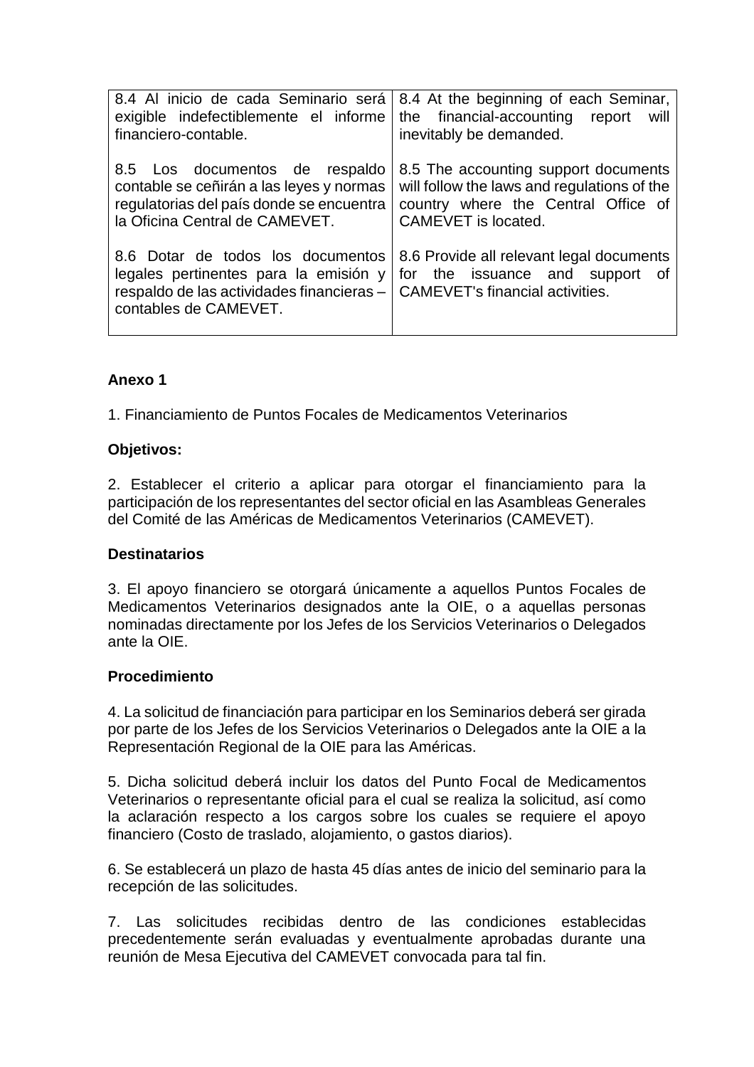| | |
|---|---|
| 8.4 Al inicio de cada Seminario será exigible indefectiblemente el informe financiero-contable. | 8.4 At the beginning of each Seminar, the financial-accounting report will inevitably be demanded. |
| 8.5 Los documentos de respaldo contable se ceñirán a las leyes y normas regulatorias del país donde se encuentra la Oficina Central de CAMEVET. | 8.5 The accounting support documents will follow the laws and regulations of the country where the Central Office of CAMEVET is located. |
| 8.6 Dotar de todos los documentos legales pertinentes para la emisión y respaldo de las actividades financieras – contables de CAMEVET. | 8.6 Provide all relevant legal documents for the issuance and support of CAMEVET's financial activities. |

**Anexo 1**

1. Financiamiento de Puntos Focales de Medicamentos Veterinarios

**Objetivos:**

2. Establecer el criterio a aplicar para otorgar el financiamiento para la participación de los representantes del sector oficial en las Asambleas Generales del Comité de las Américas de Medicamentos Veterinarios (CAMEVET).

**Destinatarios**

3. El apoyo financiero se otorgará únicamente a aquellos Puntos Focales de Medicamentos Veterinarios designados ante la OIE, o a aquellas personas nominadas directamente por los Jefes de los Servicios Veterinarios o Delegados ante la OIE.

**Procedimiento**

4. La solicitud de financiación para participar en los Seminarios deberá ser girada por parte de los Jefes de los Servicios Veterinarios o Delegados ante la OIE a la Representación Regional de la OIE para las Américas.

5. Dicha solicitud deberá incluir los datos del Punto Focal de Medicamentos Veterinarios o representante oficial para el cual se realiza la solicitud, así como la aclaración respecto a los cargos sobre los cuales se requiere el apoyo financiero (Costo de traslado, alojamiento, o gastos diarios).

6. Se establecerá un plazo de hasta 45 días antes de inicio del seminario para la recepción de las solicitudes.

7. Las solicitudes recibidas dentro de las condiciones establecidas precedentemente serán evaluadas y eventualmente aprobadas durante una reunión de Mesa Ejecutiva del CAMEVET convocada para tal fin.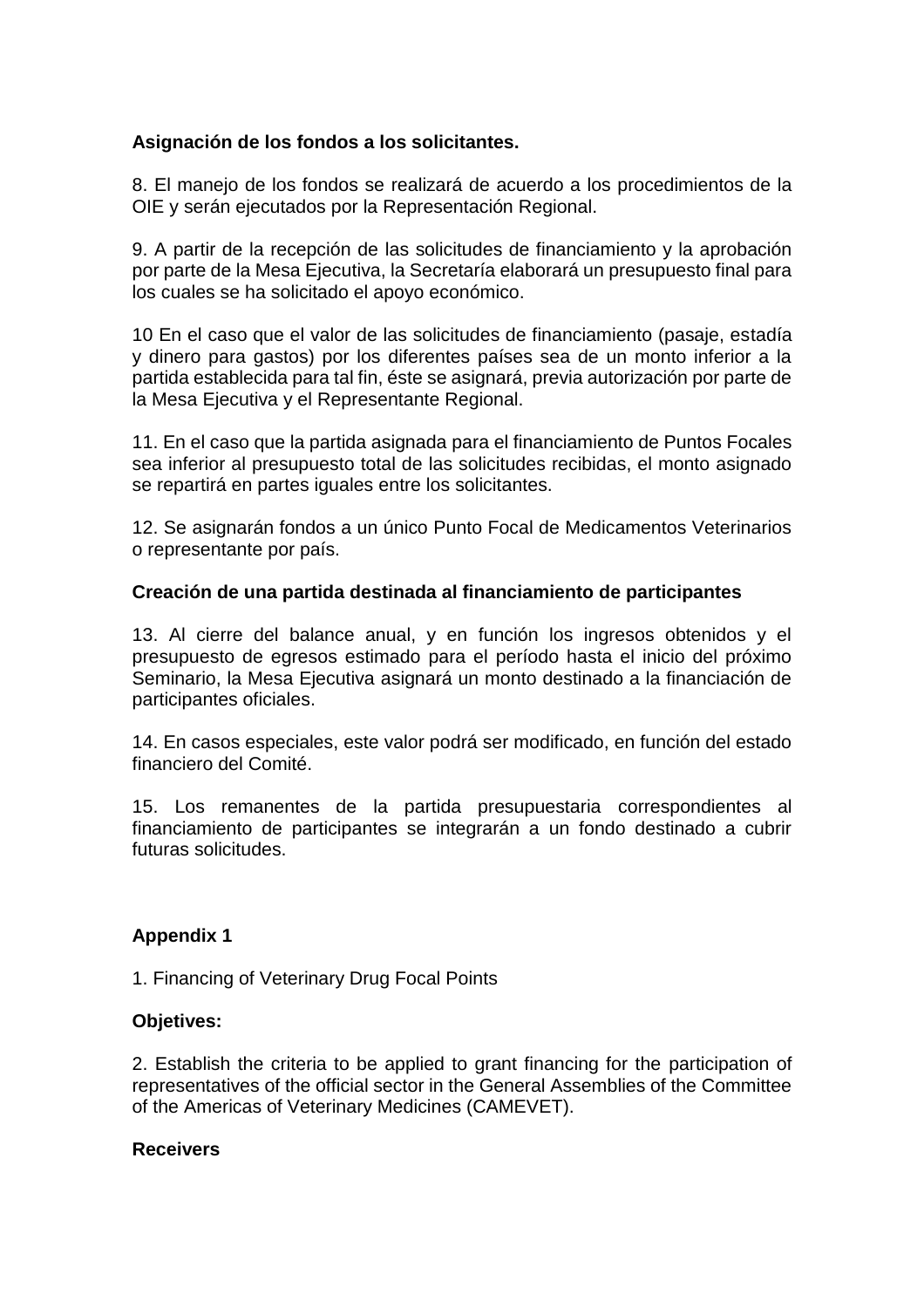**Asignación de los fondos a los solicitantes.**

8. El manejo de los fondos se realizará de acuerdo a los procedimientos de la OIE y serán ejecutados por la Representación Regional.

9. A partir de la recepción de las solicitudes de financiamiento y la aprobación por parte de la Mesa Ejecutiva, la Secretaría elaborará un presupuesto final para los cuales se ha solicitado el apoyo económico.

10 En el caso que el valor de las solicitudes de financiamiento (pasaje, estadía y dinero para gastos) por los diferentes países sea de un monto inferior a la partida establecida para tal fin, éste se asignará, previa autorización por parte de la Mesa Ejecutiva y el Representante Regional.

11. En el caso que la partida asignada para el financiamiento de Puntos Focales sea inferior al presupuesto total de las solicitudes recibidas, el monto asignado se repartirá en partes iguales entre los solicitantes.

12. Se asignarán fondos a un único Punto Focal de Medicamentos Veterinarios o representante por país.

**Creación de una partida destinada al financiamiento de participantes**

13. Al cierre del balance anual, y en función los ingresos obtenidos y el presupuesto de egresos estimado para el período hasta el inicio del próximo Seminario, la Mesa Ejecutiva asignará un monto destinado a la financiación de participantes oficiales.

14. En casos especiales, este valor podrá ser modificado, en función del estado financiero del Comité.

15. Los remanentes de la partida presupuestaria correspondientes al financiamiento de participantes se integrarán a un fondo destinado a cubrir futuras solicitudes.

**Appendix 1**

1. Financing of Veterinary Drug Focal Points

**Objetives:**

2. Establish the criteria to be applied to grant financing for the participation of representatives of the official sector in the General Assemblies of the Committee of the Americas of Veterinary Medicines (CAMEVET).

**Receivers**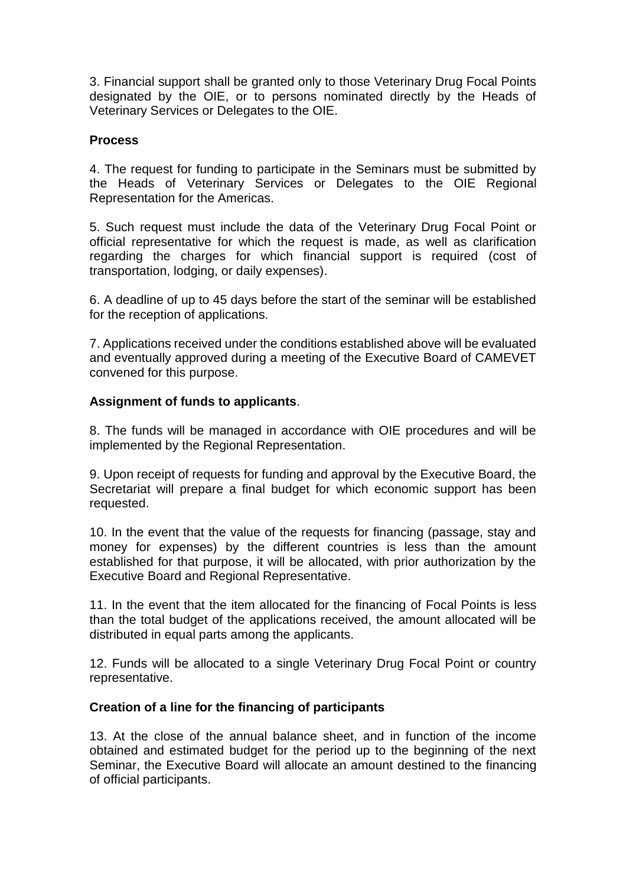3. Financial support shall be granted only to those Veterinary Drug Focal Points designated by the OIE, or to persons nominated directly by the Heads of Veterinary Services or Delegates to the OIE.

**Process**

4. The request for funding to participate in the Seminars must be submitted by the Heads of Veterinary Services or Delegates to the OIE Regional Representation for the Americas.

5. Such request must include the data of the Veterinary Drug Focal Point or official representative for which the request is made, as well as clarification regarding the charges for which financial support is required (cost of transportation, lodging, or daily expenses).

6. A deadline of up to 45 days before the start of the seminar will be established for the reception of applications.

7. Applications received under the conditions established above will be evaluated and eventually approved during a meeting of the Executive Board of CAMEVET convened for this purpose.

**Assignment of funds to applicants**.

8. The funds will be managed in accordance with OIE procedures and will be implemented by the Regional Representation.

9. Upon receipt of requests for funding and approval by the Executive Board, the Secretariat will prepare a final budget for which economic support has been requested.

10. In the event that the value of the requests for financing (passage, stay and money for expenses) by the different countries is less than the amount established for that purpose, it will be allocated, with prior authorization by the Executive Board and Regional Representative.

11. In the event that the item allocated for the financing of Focal Points is less than the total budget of the applications received, the amount allocated will be distributed in equal parts among the applicants.

12. Funds will be allocated to a single Veterinary Drug Focal Point or country representative.

**Creation of a line for the financing of participants**

13. At the close of the annual balance sheet, and in function of the income obtained and estimated budget for the period up to the beginning of the next Seminar, the Executive Board will allocate an amount destined to the financing of official participants.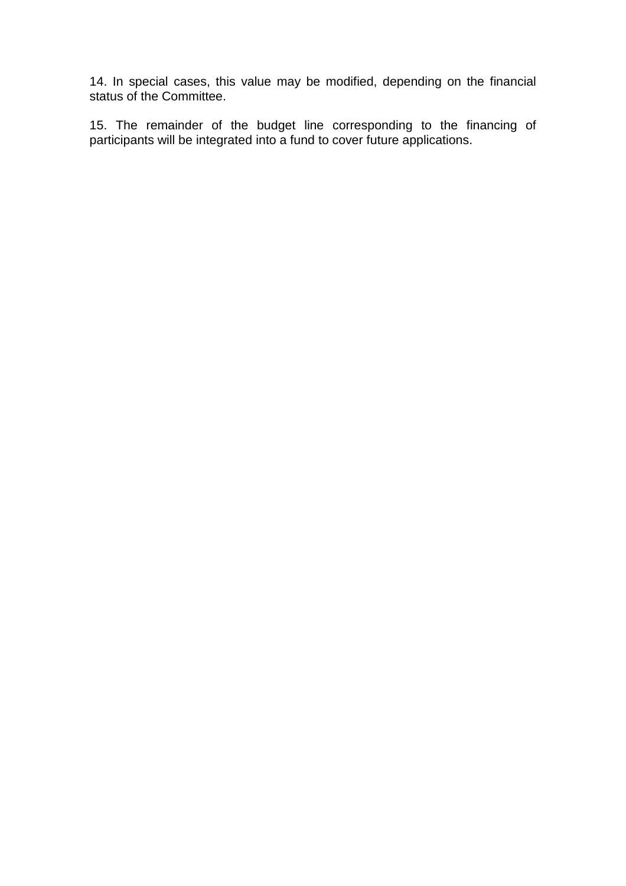14. In special cases, this value may be modified, depending on the financial status of the Committee.

15. The remainder of the budget line corresponding to the financing of participants will be integrated into a fund to cover future applications.